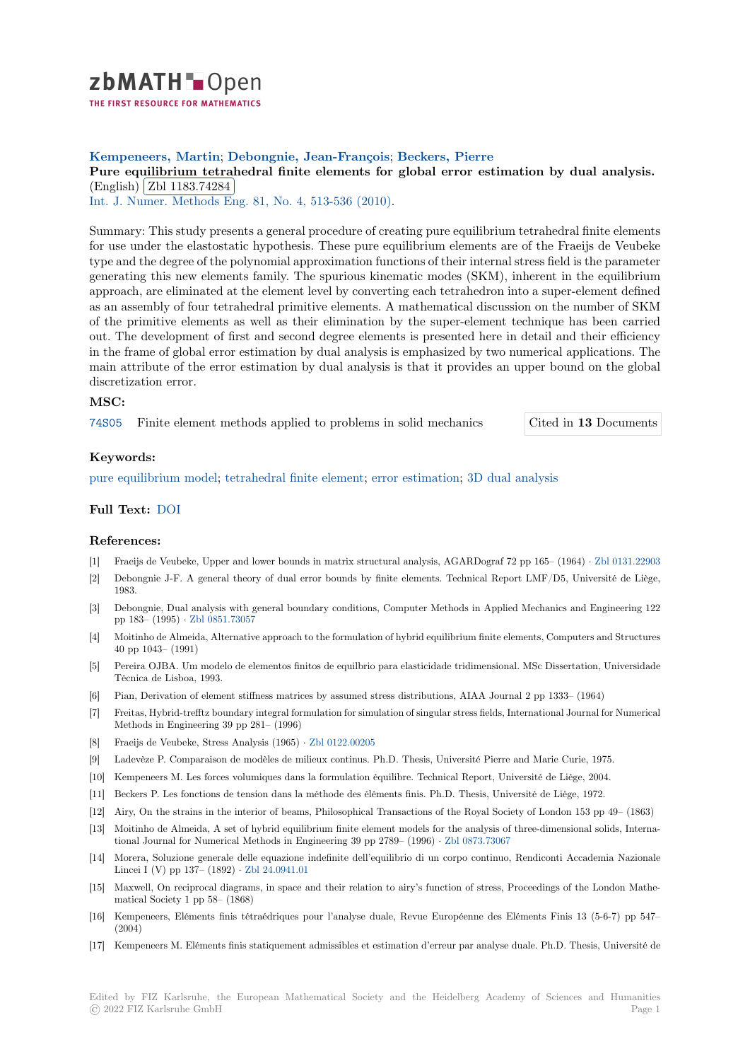zbMATH Open

THE FIRST RESOURCE FOR MATHEMATICS

**Kempeneers, Martin**; **Debongnie, Jean-François**; **Beckers, Pierre**

**Pure equilibrium tetrahedral finite elements for global error estimation by dual analysis.** (English) Zbl 1183.74284

Int. J. Numer. Methods Eng. 81, No. 4, 513-536 (2010).

Summary: This study presents a general procedure of creating pure equilibrium tetrahedral finite elements for use under the elastostatic hypothesis. These pure equilibrium elements are of the Fraeijs de Veubeke type and the degree of the polynomial approximation functions of their internal stress field is the parameter generating this new elements family. The spurious kinematic modes (SKM), inherent in the equilibrium approach, are eliminated at the element level by converting each tetrahedron into a super-element defined as an assembly of four tetrahedral primitive elements. A mathematical discussion on the number of SKM of the primitive elements as well as their elimination by the super-element technique has been carried out. The development of first and second degree elements is presented here in detail and their efficiency in the frame of global error estimation by dual analysis is emphasized by two numerical applications. The main attribute of the error estimation by dual analysis is that it provides an upper bound on the global discretization error.

## MSC:

74S05 Finite element methods applied to problems in solid mechanics

Cited in **13** Documents

## Keywords:

pure equilibrium model; tetrahedral finite element; error estimation; 3D dual analysis

## Full Text:

DOI

## References:

[1] Fraeijs de Veubeke, Upper and lower bounds in matrix structural analysis, AGARDograf 72 pp 165– (1964) · Zbl 0131.22903

[2] Debongnie J-F. A general theory of dual error bounds by finite elements. Technical Report LMF/D5, Université de Liège, 1983.

[3] Debongnie, Dual analysis with general boundary conditions, Computer Methods in Applied Mechanics and Engineering 122 pp 183– (1995) · Zbl 0851.73057

[4] Moitinho de Almeida, Alternative approach to the formulation of hybrid equilibrium finite elements, Computers and Structures 40 pp 1043– (1991)

[5] Pereira OJBA. Um modelo de elementos finitos de equilbrio para elasticidade tridimensional. MSc Dissertation, Universidade Técnica de Lisboa, 1993.

[6] Pian, Derivation of element stiffness matrices by assumed stress distributions, AIAA Journal 2 pp 1333– (1964)

[7] Freitas, Hybrid-trefftz boundary integral formulation for simulation of singular stress fields, International Journal for Numerical Methods in Engineering 39 pp 281– (1996)

[8] Fraeijs de Veubeke, Stress Analysis (1965) · Zbl 0122.00205

[9] Ladevèze P. Comparaison de modèles de milieux continus. Ph.D. Thesis, Université Pierre and Marie Curie, 1975.

[10] Kempeneers M. Les forces volumiques dans la formulation équilibre. Technical Report, Université de Liège, 2004.

[11] Beckers P. Les fonctions de tension dans la méthode des éléments finis. Ph.D. Thesis, Université de Liège, 1972.

[12] Airy, On the strains in the interior of beams, Philosophical Transactions of the Royal Society of London 153 pp 49– (1863)

[13] Moitinho de Almeida, A set of hybrid equilibrium finite element models for the analysis of three-dimensional solids, International Journal for Numerical Methods in Engineering 39 pp 2789– (1996) · Zbl 0873.73067

[14] Morera, Soluzione generale delle equazione indefinite dell'equilibrio di un corpo continuo, Rendiconti Accademia Nazionale Lincei I (V) pp 137– (1892) · Zbl 24.0941.01

[15] Maxwell, On reciprocal diagrams, in space and their relation to airy's function of stress, Proceedings of the London Mathematical Society 1 pp 58– (1868)

[16] Kempeneers, Eléments finis tétraédriques pour l'analyse duale, Revue Européenne des Eléments Finis 13 (5-6-7) pp 547– (2004)

[17] Kempeneers M. Eléments finis statiquement admissibles et estimation d'erreur par analyse duale. Ph.D. Thesis, Université de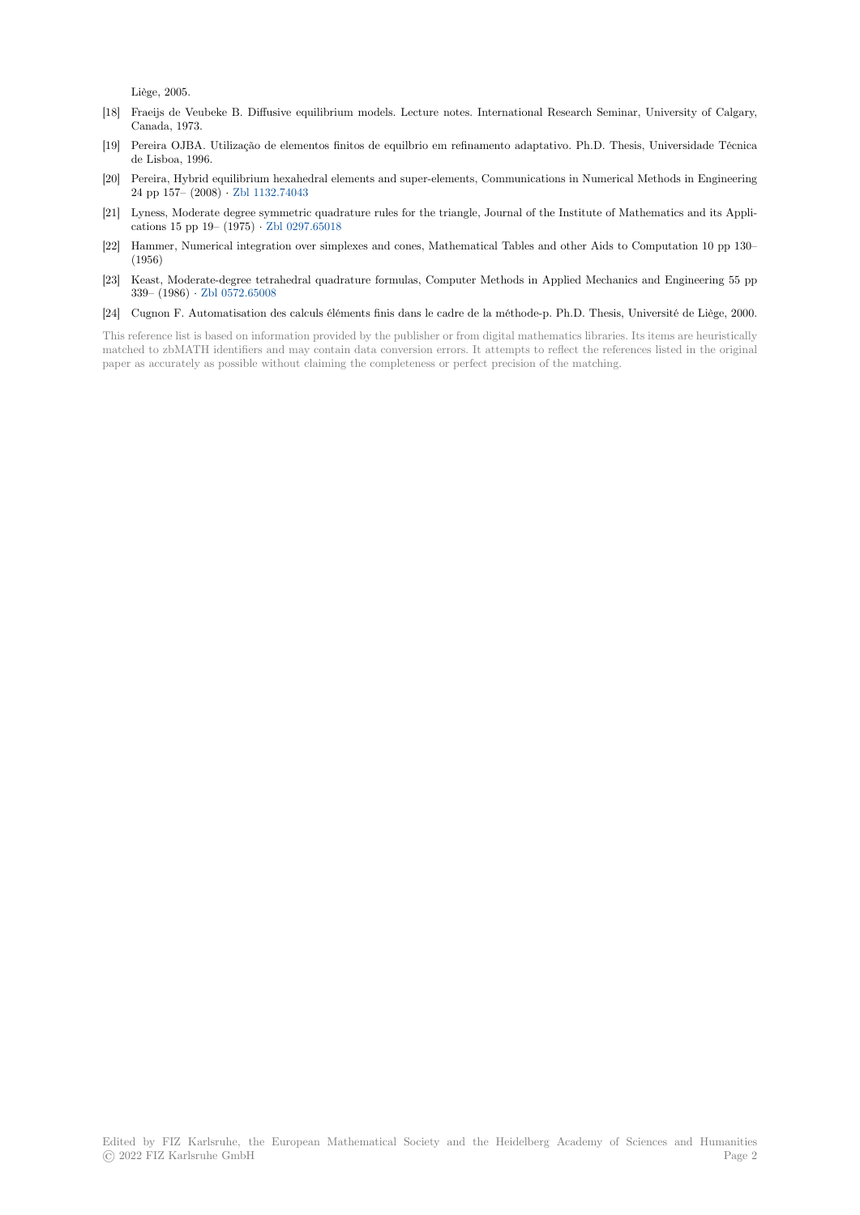Liège, 2005.

[18] Fraeijs de Veubeke B. Diffusive equilibrium models. Lecture notes. International Research Seminar, University of Calgary, Canada, 1973.

[19] Pereira OJBA. Utilização de elementos finitos de equilbrio em refinamento adaptativo. Ph.D. Thesis, Universidade Técnica de Lisboa, 1996.

[20] Pereira, Hybrid equilibrium hexahedral elements and super-elements, Communications in Numerical Methods in Engineering 24 pp 157– (2008) · Zbl 1132.74043

[21] Lyness, Moderate degree symmetric quadrature rules for the triangle, Journal of the Institute of Mathematics and its Applications 15 pp 19– (1975) · Zbl 0297.65018

[22] Hammer, Numerical integration over simplexes and cones, Mathematical Tables and other Aids to Computation 10 pp 130– (1956)

[23] Keast, Moderate-degree tetrahedral quadrature formulas, Computer Methods in Applied Mechanics and Engineering 55 pp 339– (1986) · Zbl 0572.65008

[24] Cugnon F. Automatisation des calculs éléments finis dans le cadre de la méthode-p. Ph.D. Thesis, Université de Liège, 2000.

This reference list is based on information provided by the publisher or from digital mathematics libraries. Its items are heuristically matched to zbMATH identifiers and may contain data conversion errors. It attempts to reflect the references listed in the original paper as accurately as possible without claiming the completeness or perfect precision of the matching.